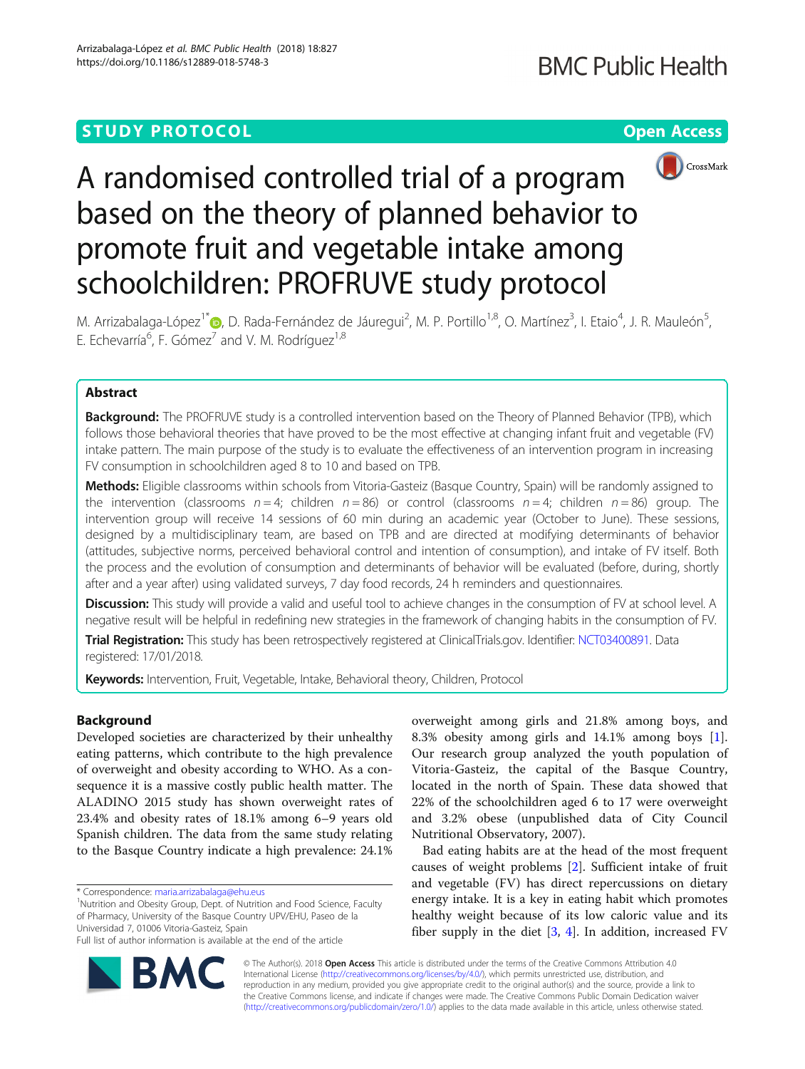STUDY PROTOCOL

Open Access

# A randomised controlled trial of a program based on the theory of planned behavior to promote fruit and vegetable intake among schoolchildren: PROFRUVE study protocol

M. Arrizabalaga-López[1*], D. Rada-Fernández de Jáuregui[2], M. P. Portillo[1,8], O. Martínez[3], I. Etaio[4], J. R. Mauleón[5], E. Echevarría[6], F. Gómez[7] and V. M. Rodríguez[1,8]

## Abstract

**Background:** The PROFRUVE study is a controlled intervention based on the Theory of Planned Behavior (TPB), which follows those behavioral theories that have proved to be the most effective at changing infant fruit and vegetable (FV) intake pattern. The main purpose of the study is to evaluate the effectiveness of an intervention program in increasing FV consumption in schoolchildren aged 8 to 10 and based on TPB.

**Methods:** Eligible classrooms within schools from Vitoria-Gasteiz (Basque Country, Spain) will be randomly assigned to the intervention (classrooms *n* = 4; children *n* = 86) or control (classrooms *n* = 4; children *n* = 86) group. The intervention group will receive 14 sessions of 60 min during an academic year (October to June). These sessions, designed by a multidisciplinary team, are based on TPB and are directed at modifying determinants of behavior (attitudes, subjective norms, perceived behavioral control and intention of consumption), and intake of FV itself. Both the process and the evolution of consumption and determinants of behavior will be evaluated (before, during, shortly after and a year after) using validated surveys, 7 day food records, 24 h reminders and questionnaires.

**Discussion:** This study will provide a valid and useful tool to achieve changes in the consumption of FV at school level. A negative result will be helpful in redefining new strategies in the framework of changing habits in the consumption of FV.

**Trial Registration:** This study has been retrospectively registered at ClinicalTrials.gov. Identifier: NCT03400891. Data registered: 17/01/2018.

**Keywords:** Intervention, Fruit, Vegetable, Intake, Behavioral theory, Children, Protocol

## Background

Developed societies are characterized by their unhealthy eating patterns, which contribute to the high prevalence of overweight and obesity according to WHO. As a consequence it is a massive costly public health matter. The ALADINO 2015 study has shown overweight rates of 23.4% and obesity rates of 18.1% among 6–9 years old Spanish children. The data from the same study relating to the Basque Country indicate a high prevalence: 24.1% overweight among girls and 21.8% among boys, and 8.3% obesity among girls and 14.1% among boys [1]. Our research group analyzed the youth population of Vitoria-Gasteiz, the capital of the Basque Country, located in the north of Spain. These data showed that 22% of the schoolchildren aged 6 to 17 were overweight and 3.2% obese (unpublished data of City Council Nutritional Observatory, 2007).

Bad eating habits are at the head of the most frequent causes of weight problems [2]. Sufficient intake of fruit and vegetable (FV) has direct repercussions on dietary energy intake. It is a key in eating habit which promotes healthy weight because of its low caloric value and its fiber supply in the diet [3, 4]. In addition, increased FV

\* Correspondence: maria.arrizabalaga@ehu.eus

[1]Nutrition and Obesity Group, Dept. of Nutrition and Food Science, Faculty of Pharmacy, University of the Basque Country UPV/EHU, Paseo de la Universidad 7, 01006 Vitoria-Gasteiz, Spain

Full list of author information is available at the end of the article

© The Author(s). 2018 **Open Access** This article is distributed under the terms of the Creative Commons Attribution 4.0 International License (http://creativecommons.org/licenses/by/4.0/), which permits unrestricted use, distribution, and reproduction in any medium, provided you give appropriate credit to the original author(s) and the source, provide a link to the Creative Commons license, and indicate if changes were made. The Creative Commons Public Domain Dedication waiver (http://creativecommons.org/publicdomain/zero/1.0/) applies to the data made available in this article, unless otherwise stated.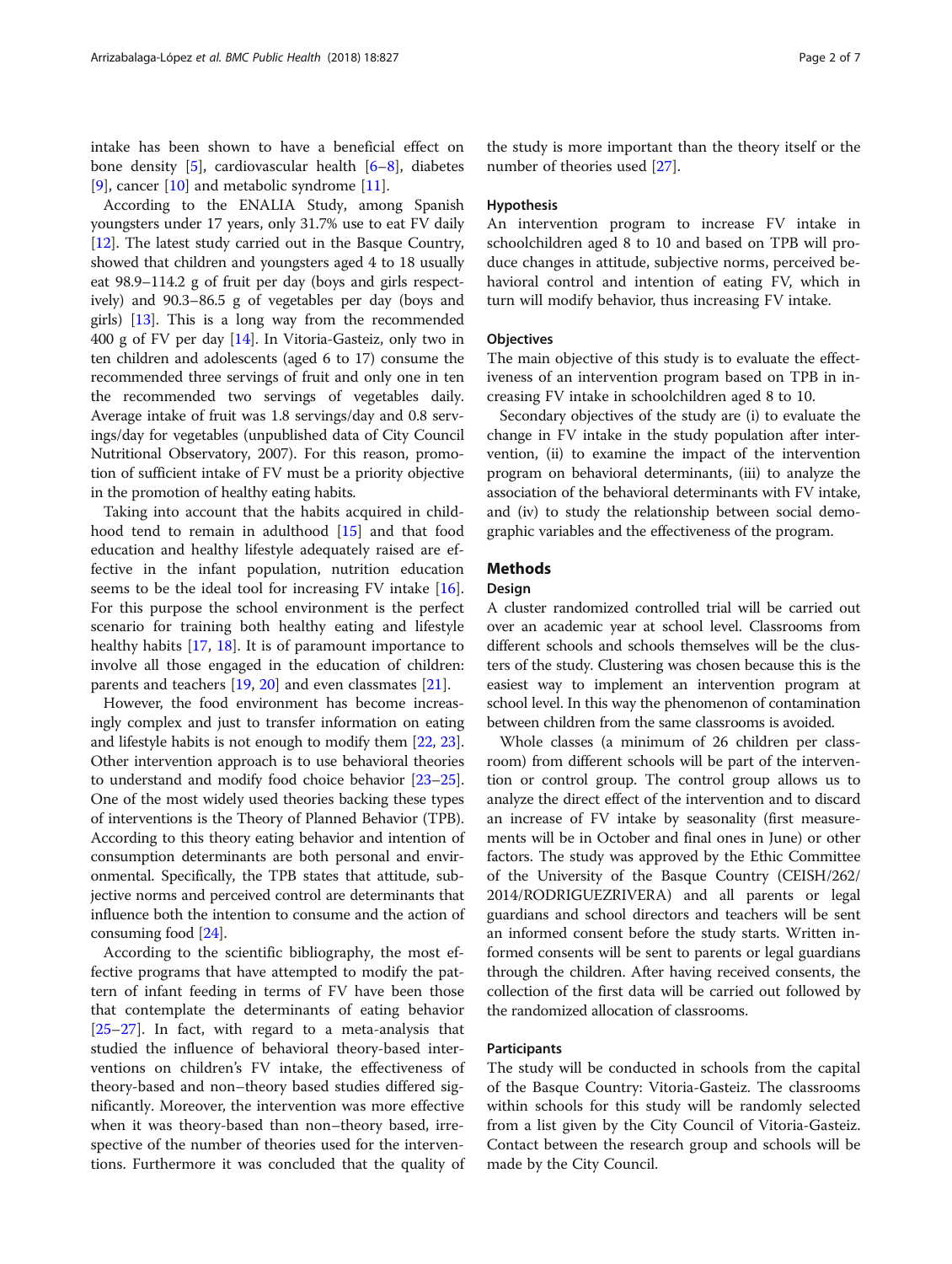intake has been shown to have a beneficial effect on bone density [5], cardiovascular health [6–8], diabetes [9], cancer [10] and metabolic syndrome [11].

According to the ENALIA Study, among Spanish youngsters under 17 years, only 31.7% use to eat FV daily [12]. The latest study carried out in the Basque Country, showed that children and youngsters aged 4 to 18 usually eat 98.9–114.2 g of fruit per day (boys and girls respectively) and 90.3–86.5 g of vegetables per day (boys and girls) [13]. This is a long way from the recommended 400 g of FV per day [14]. In Vitoria-Gasteiz, only two in ten children and adolescents (aged 6 to 17) consume the recommended three servings of fruit and only one in ten the recommended two servings of vegetables daily. Average intake of fruit was 1.8 servings/day and 0.8 servings/day for vegetables (unpublished data of City Council Nutritional Observatory, 2007). For this reason, promotion of sufficient intake of FV must be a priority objective in the promotion of healthy eating habits.

Taking into account that the habits acquired in childhood tend to remain in adulthood [15] and that food education and healthy lifestyle adequately raised are effective in the infant population, nutrition education seems to be the ideal tool for increasing FV intake [16]. For this purpose the school environment is the perfect scenario for training both healthy eating and lifestyle healthy habits [17, 18]. It is of paramount importance to involve all those engaged in the education of children: parents and teachers [19, 20] and even classmates [21].

However, the food environment has become increasingly complex and just to transfer information on eating and lifestyle habits is not enough to modify them [22, 23]. Other intervention approach is to use behavioral theories to understand and modify food choice behavior [23–25]. One of the most widely used theories backing these types of interventions is the Theory of Planned Behavior (TPB). According to this theory eating behavior and intention of consumption determinants are both personal and environmental. Specifically, the TPB states that attitude, subjective norms and perceived control are determinants that influence both the intention to consume and the action of consuming food [24].

According to the scientific bibliography, the most effective programs that have attempted to modify the pattern of infant feeding in terms of FV have been those that contemplate the determinants of eating behavior [25–27]. In fact, with regard to a meta-analysis that studied the influence of behavioral theory-based interventions on children's FV intake, the effectiveness of theory-based and non–theory based studies differed significantly. Moreover, the intervention was more effective when it was theory-based than non–theory based, irrespective of the number of theories used for the interventions. Furthermore it was concluded that the quality of the study is more important than the theory itself or the number of theories used [27].

### Hypothesis

An intervention program to increase FV intake in schoolchildren aged 8 to 10 and based on TPB will produce changes in attitude, subjective norms, perceived behavioral control and intention of eating FV, which in turn will modify behavior, thus increasing FV intake.

### Objectives

The main objective of this study is to evaluate the effectiveness of an intervention program based on TPB in increasing FV intake in schoolchildren aged 8 to 10.

Secondary objectives of the study are (i) to evaluate the change in FV intake in the study population after intervention, (ii) to examine the impact of the intervention program on behavioral determinants, (iii) to analyze the association of the behavioral determinants with FV intake, and (iv) to study the relationship between social demographic variables and the effectiveness of the program.

## Methods

### Design

A cluster randomized controlled trial will be carried out over an academic year at school level. Classrooms from different schools and schools themselves will be the clusters of the study. Clustering was chosen because this is the easiest way to implement an intervention program at school level. In this way the phenomenon of contamination between children from the same classrooms is avoided.

Whole classes (a minimum of 26 children per classroom) from different schools will be part of the intervention or control group. The control group allows us to analyze the direct effect of the intervention and to discard an increase of FV intake by seasonality (first measurements will be in October and final ones in June) or other factors. The study was approved by the Ethic Committee of the University of the Basque Country (CEISH/262/2014/RODRIGUEZRIVERA) and all parents or legal guardians and school directors and teachers will be sent an informed consent before the study starts. Written informed consents will be sent to parents or legal guardians through the children. After having received consents, the collection of the first data will be carried out followed by the randomized allocation of classrooms.

### Participants

The study will be conducted in schools from the capital of the Basque Country: Vitoria-Gasteiz. The classrooms within schools for this study will be randomly selected from a list given by the City Council of Vitoria-Gasteiz. Contact between the research group and schools will be made by the City Council.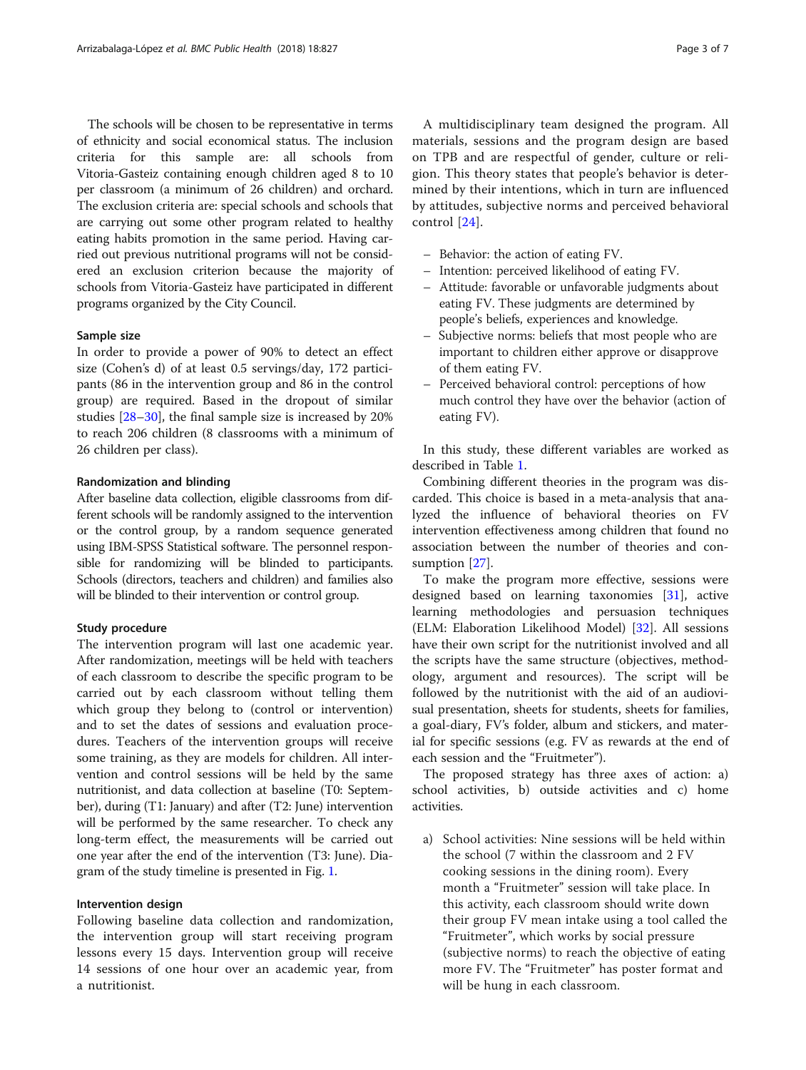The schools will be chosen to be representative in terms of ethnicity and social economical status. The inclusion criteria for this sample are: all schools from Vitoria-Gasteiz containing enough children aged 8 to 10 per classroom (a minimum of 26 children) and orchard. The exclusion criteria are: special schools and schools that are carrying out some other program related to healthy eating habits promotion in the same period. Having carried out previous nutritional programs will not be considered an exclusion criterion because the majority of schools from Vitoria-Gasteiz have participated in different programs organized by the City Council.

#### Sample size

In order to provide a power of 90% to detect an effect size (Cohen's d) of at least 0.5 servings/day, 172 participants (86 in the intervention group and 86 in the control group) are required. Based in the dropout of similar studies [28–30], the final sample size is increased by 20% to reach 206 children (8 classrooms with a minimum of 26 children per class).

#### Randomization and blinding

After baseline data collection, eligible classrooms from different schools will be randomly assigned to the intervention or the control group, by a random sequence generated using IBM-SPSS Statistical software. The personnel responsible for randomizing will be blinded to participants. Schools (directors, teachers and children) and families also will be blinded to their intervention or control group.

#### Study procedure

The intervention program will last one academic year. After randomization, meetings will be held with teachers of each classroom to describe the specific program to be carried out by each classroom without telling them which group they belong to (control or intervention) and to set the dates of sessions and evaluation procedures. Teachers of the intervention groups will receive some training, as they are models for children. All intervention and control sessions will be held by the same nutritionist, and data collection at baseline (T0: September), during (T1: January) and after (T2: June) intervention will be performed by the same researcher. To check any long-term effect, the measurements will be carried out one year after the end of the intervention (T3: June). Diagram of the study timeline is presented in Fig. 1.

#### Intervention design

Following baseline data collection and randomization, the intervention group will start receiving program lessons every 15 days. Intervention group will receive 14 sessions of one hour over an academic year, from a nutritionist.

A multidisciplinary team designed the program. All materials, sessions and the program design are based on TPB and are respectful of gender, culture or religion. This theory states that people's behavior is determined by their intentions, which in turn are influenced by attitudes, subjective norms and perceived behavioral control [24].

- Behavior: the action of eating FV.
- Intention: perceived likelihood of eating FV.
- Attitude: favorable or unfavorable judgments about eating FV. These judgments are determined by people's beliefs, experiences and knowledge.
- Subjective norms: beliefs that most people who are important to children either approve or disapprove of them eating FV.
- Perceived behavioral control: perceptions of how much control they have over the behavior (action of eating FV).

In this study, these different variables are worked as described in Table 1.

Combining different theories in the program was discarded. This choice is based in a meta-analysis that analyzed the influence of behavioral theories on FV intervention effectiveness among children that found no association between the number of theories and consumption [27].

To make the program more effective, sessions were designed based on learning taxonomies [31], active learning methodologies and persuasion techniques (ELM: Elaboration Likelihood Model) [32]. All sessions have their own script for the nutritionist involved and all the scripts have the same structure (objectives, methodology, argument and resources). The script will be followed by the nutritionist with the aid of an audiovisual presentation, sheets for students, sheets for families, a goal-diary, FV's folder, album and stickers, and material for specific sessions (e.g. FV as rewards at the end of each session and the "Fruitmeter").

The proposed strategy has three axes of action: a) school activities, b) outside activities and c) home activities.

a) School activities: Nine sessions will be held within the school (7 within the classroom and 2 FV cooking sessions in the dining room). Every month a "Fruitmeter" session will take place. In this activity, each classroom should write down their group FV mean intake using a tool called the "Fruitmeter", which works by social pressure (subjective norms) to reach the objective of eating more FV. The "Fruitmeter" has poster format and will be hung in each classroom.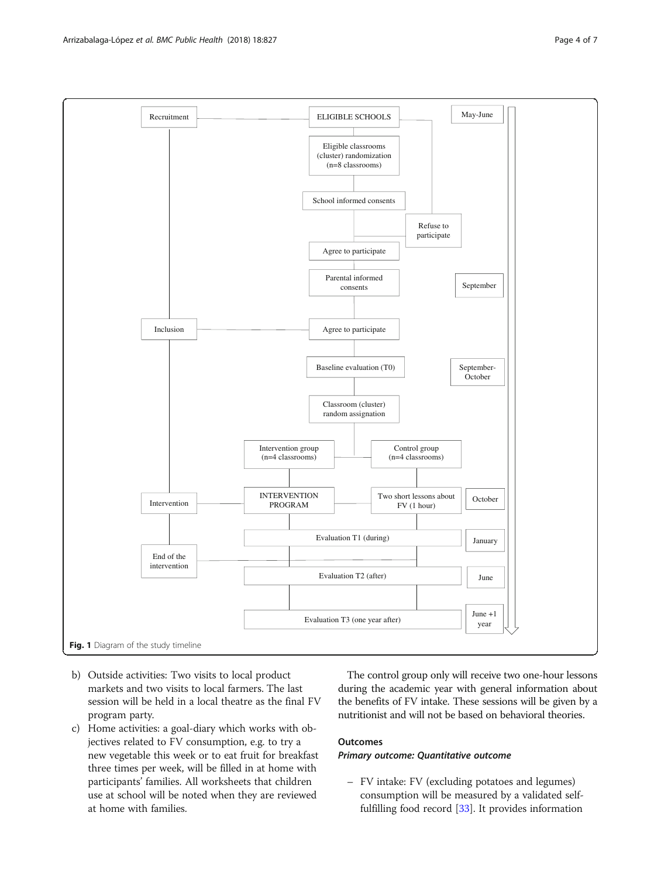Recruitment

ELIGIBLE SCHOOLS

May-June

Eligible classrooms (cluster) randomization (n=8 classrooms)

School informed consents

Refuse to participate

Agree to participate

Parental informed consents

September

Inclusion

Agree to participate

Baseline evaluation (T0)

September-October

Classroom (cluster) random assignation

Intervention group (n=4 classrooms)

Control group (n=4 classrooms)

Intervention

INTERVENTION PROGRAM

Two short lessons about FV (1 hour)

October

Evaluation T1 (during)

January

End of the intervention

Evaluation T2 (after)

June

Evaluation T3 (one year after)

June +1 year

**Fig. 1** Diagram of the study timeline

b) Outside activities: Two visits to local product markets and two visits to local farmers. The last session will be held in a local theatre as the final FV program party.

c) Home activities: a goal-diary which works with objectives related to FV consumption, e.g. to try a new vegetable this week or to eat fruit for breakfast three times per week, will be filled in at home with participants' families. All worksheets that children use at school will be noted when they are reviewed at home with families.

The control group only will receive two one-hour lessons during the academic year with general information about the benefits of FV intake. These sessions will be given by a nutritionist and will not be based on behavioral theories.

## Outcomes

### *Primary outcome: Quantitative outcome*

– FV intake: FV (excluding potatoes and legumes) consumption will be measured by a validated self-fulfilling food record [33]. It provides information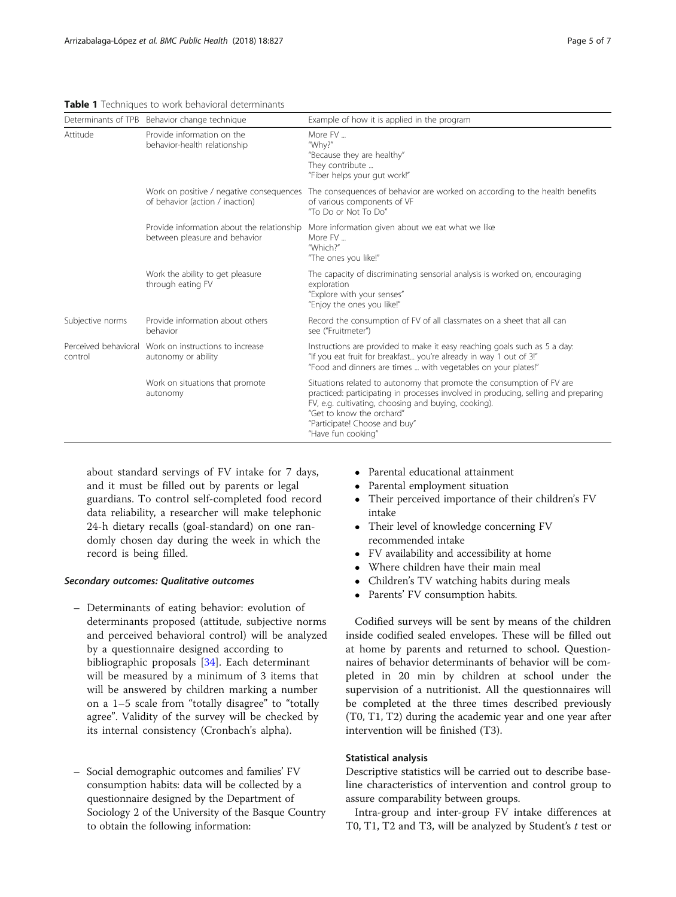**Table 1** Techniques to work behavioral determinants

| Determinants of TPB | Behavior change technique | Example of how it is applied in the program |
| --- | --- | --- |
| Attitude | Provide information on the behavior-health relationship | More FV ... "Why?" "Because they are healthy" They contribute ... "Fiber helps your gut work!" |
| | Work on positive / negative consequences of behavior (action / inaction) | The consequences of behavior are worked on according to the health benefits of various components of VF "To Do or Not To Do" |
| | Provide information about the relationship between pleasure and behavior | More information given about we eat what we like More FV ... "Which?" "The ones you like!" |
| | Work the ability to get pleasure through eating FV | The capacity of discriminating sensorial analysis is worked on, encouraging exploration "Explore with your senses" "Enjoy the ones you like!" |
| Subjective norms | Provide information about others behavior | Record the consumption of FV of all classmates on a sheet that all can see ("Fruitmeter") |
| Perceived behavioral control | Work on instructions to increase autonomy or ability | Instructions are provided to make it easy reaching goals such as 5 a day: "If you eat fruit for breakfast... you're already in way 1 out of 3!" "Food and dinners are times ... with vegetables on your plates!" |
| | Work on situations that promote autonomy | Situations related to autonomy that promote the consumption of FV are practiced: participating in processes involved in producing, selling and preparing FV, e.g. cultivating, choosing and buying, cooking). "Get to know the orchard" "Participate! Choose and buy" "Have fun cooking" |

about standard servings of FV intake for 7 days, and it must be filled out by parents or legal guardians. To control self-completed food record data reliability, a researcher will make telephonic 24-h dietary recalls (goal-standard) on one randomly chosen day during the week in which the record is being filled.

#### *Secondary outcomes: Qualitative outcomes*

- Determinants of eating behavior: evolution of determinants proposed (attitude, subjective norms and perceived behavioral control) will be analyzed by a questionnaire designed according to bibliographic proposals [34]. Each determinant will be measured by a minimum of 3 items that will be answered by children marking a number on a 1–5 scale from "totally disagree" to "totally agree". Validity of the survey will be checked by its internal consistency (Cronbach's alpha).

- Social demographic outcomes and families' FV consumption habits: data will be collected by a questionnaire designed by the Department of Sociology 2 of the University of the Basque Country to obtain the following information:

  - Parental educational attainment
  - Parental employment situation
  - Their perceived importance of their children's FV intake
  - Their level of knowledge concerning FV recommended intake
  - FV availability and accessibility at home
  - Where children have their main meal
  - Children's TV watching habits during meals
  - Parents' FV consumption habits.

Codified surveys will be sent by means of the children inside codified sealed envelopes. These will be filled out at home by parents and returned to school. Questionnaires of behavior determinants of behavior will be completed in 20 min by children at school under the supervision of a nutritionist. All the questionnaires will be completed at the three times described previously (T0, T1, T2) during the academic year and one year after intervention will be finished (T3).

### Statistical analysis

Descriptive statistics will be carried out to describe baseline characteristics of intervention and control group to assure comparability between groups.

Intra-group and inter-group FV intake differences at T0, T1, T2 and T3, will be analyzed by Student's $t$ test or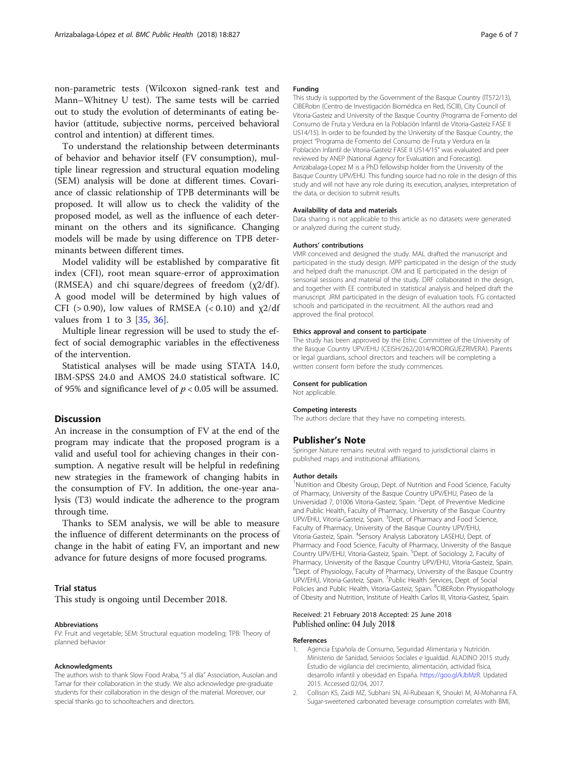non-parametric tests (Wilcoxon signed-rank test and Mann–Whitney U test). The same tests will be carried out to study the evolution of determinants of eating behavior (attitude, subjective norms, perceived behavioral control and intention) at different times.

To understand the relationship between determinants of behavior and behavior itself (FV consumption), multiple linear regression and structural equation modeling (SEM) analysis will be done at different times. Covariance of classic relationship of TPB determinants will be proposed. It will allow us to check the validity of the proposed model, as well as the influence of each determinant on the others and its significance. Changing models will be made by using difference on TPB determinants between different times.

Model validity will be established by comparative fit index (CFI), root mean square-error of approximation (RMSEA) and chi square/degrees of freedom ($\chi2/df$). A good model will be determined by high values of CFI (> 0.90), low values of RMSEA (< 0.10) and $\chi2/df$ values from 1 to 3 [35, 36].

Multiple linear regression will be used to study the effect of social demographic variables in the effectiveness of the intervention.

Statistical analyses will be made using STATA 14.0, IBM-SPSS 24.0 and AMOS 24.0 statistical software. IC of 95% and significance level of $p < 0.05$ will be assumed.

## Discussion

An increase in the consumption of FV at the end of the program may indicate that the proposed program is a valid and useful tool for achieving changes in their consumption. A negative result will be helpful in redefining new strategies in the framework of changing habits in the consumption of FV. In addition, the one-year analysis (T3) would indicate the adherence to the program through time.

Thanks to SEM analysis, we will be able to measure the influence of different determinants on the process of change in the habit of eating FV, an important and new advance for future designs of more focused programs.

### Trial status

This study is ongoing until December 2018.

#### Abbreviations

FV: Fruit and vegetable; SEM: Structural equation modeling; TPB: Theory of planned behavior

#### Acknowledgments

The authors wish to thank Slow Food Araba, "5 al día" Association, Ausolan and Tamar for their collaboration in the study. We also acknowledge pre-graduate students for their collaboration in the design of the material. Moreover, our special thanks go to schoolteachers and directors.

#### Funding

This study is supported by the Government of the Basque Country (IT572/13), CIBERobn (Centro de Investigación Biomédica en Red, ISCIII), City Council of Vitoria-Gasteiz and University of the Basque Country (Programa de Fomento del Consumo de Fruta y Verdura en la Población Infantil de Vitoria-Gasteiz FASE II US14/15). In order to be founded by the University of the Basque Country, the project "Programa de Fomento del Consumo de Fruta y Verdura en la Población Infantil de Vitoria-Gasteiz FASE II US14/15" was evaluated and peer reviewed by ANEP (National Agency for Evaluation and Forecastig). Arrizabalaga-Lopez M is a PhD fellowship holder from the University of the Basque Country UPV/EHU. This funding source had no role in the design of this study and will not have any role during its execution, analyses, interpretation of the data, or decision to submit results.

#### Availability of data and materials

Data sharing is not applicable to this article as no datasets were generated or analyzed during the current study.

#### Authors' contributions

VMR conceived and designed the study. MAL drafted the manuscript and participated in the study design. MPP participated in the design of the study and helped draft the manuscript. OM and IE participated in the design of sensorial sessions and material of the study. DRF collaborated in the design, and together with EE contributed in statistical analysis and helped draft the manuscript. JRM participated in the design of evaluation tools. FG contacted schools and participated in the recruitment. All the authors read and approved the final protocol.

#### Ethics approval and consent to participate

The study has been approved by the Ethic Committee of the University of the Basque Country UPV/EHU (CEISH/262/2014/RODRIGUEZRIVERA). Parents or legal guardians, school directors and teachers will be completing a written consent form before the study commences.

#### Consent for publication

Not applicable.

#### Competing interests

The authors declare that they have no competing interests.

## Publisher's Note

Springer Nature remains neutral with regard to jurisdictional claims in published maps and institutional affiliations.

#### Author details

[1]Nutrition and Obesity Group, Dept. of Nutrition and Food Science, Faculty of Pharmacy, University of the Basque Country UPV/EHU, Paseo de la Universidad 7, 01006 Vitoria-Gasteiz, Spain. [2]Dept. of Preventive Medicine and Public Health, Faculty of Pharmacy, University of the Basque Country UPV/EHU, Vitoria-Gasteiz, Spain. [3]Dept. of Pharmacy and Food Science, Faculty of Pharmacy, University of the Basque Country UPV/EHU, Vitoria-Gasteiz, Spain. [4]Sensory Analysis Laboratory LASEHU, Dept. of Pharmacy and Food Science, Faculty of Pharmacy, University of the Basque Country UPV/EHU, Vitoria-Gasteiz, Spain. [5]Dept. of Sociology 2, Faculty of Pharmacy, University of the Basque Country UPV/EHU, Vitoria-Gasteiz, Spain. [6]Dept. of Physiology, Faculty of Pharmacy, University of the Basque Country UPV/EHU, Vitoria-Gasteiz, Spain. [7]Public Health Services, Dept. of Social Policies and Public Health, Vitoria-Gasteiz, Spain. [8]CIBERobn Physiopathology of Obesity and Nutrition, Institute of Health Carlos III, Vitoria-Gasteiz, Spain.

Received: 21 February 2018 Accepted: 25 June 2018
Published online: 04 July 2018

#### References

1. Agencia Española de Consumo, Seguridad Alimentaria y Nutrición. Ministerio de Sanidad, Servicios Sociales e Igualdad. ALADINO 2015 study. Estudio de vigilancia del crecimiento, alimentación, actividad física, desarrollo infantil y obesidad en España. https://goo.gl/kJbMzR. Updated 2015. Accessed 02/04, 2017.
2. Collison KS, Zaidi MZ, Subhani SN, Al-Rubeaan K, Shoukri M, Al-Mohanna FA. Sugar-sweetened carbonated beverage consumption correlates with BMI,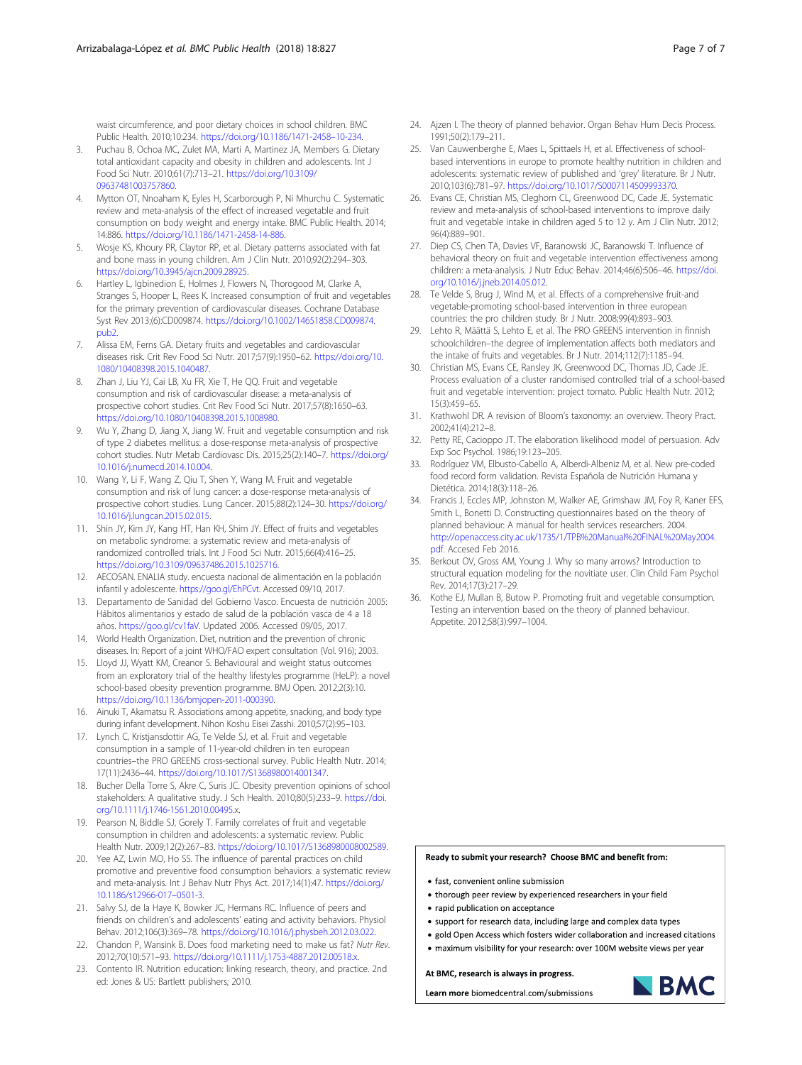waist circumference, and poor dietary choices in school children. BMC Public Health. 2010;10:234. https://doi.org/10.1186/1471-2458-10-234.

3. Puchau B, Ochoa MC, Zulet MA, Marti A, Martinez JA, Members G. Dietary total antioxidant capacity and obesity in children and adolescents. Int J Food Sci Nutr. 2010;61(7):713–21. https://doi.org/10.3109/09637481003757860.
4. Mytton OT, Nnoaham K, Eyles H, Scarborough P, Ni Mhurchu C. Systematic review and meta-analysis of the effect of increased vegetable and fruit consumption on body weight and energy intake. BMC Public Health. 2014; 14:886. https://doi.org/10.1186/1471-2458-14-886.
5. Wosje KS, Khoury PR, Claytor RP, et al. Dietary patterns associated with fat and bone mass in young children. Am J Clin Nutr. 2010;92(2):294–303. https://doi.org/10.3945/ajcn.2009.28925.
6. Hartley L, Igbinedion E, Holmes J, Flowers N, Thorogood M, Clarke A, Stranges S, Hooper L, Rees K. Increased consumption of fruit and vegetables for the primary prevention of cardiovascular diseases. Cochrane Database Syst Rev 2013;(6):CD009874. https://doi.org/10.1002/14651858.CD009874.pub2.
7. Alissa EM, Ferns GA. Dietary fruits and vegetables and cardiovascular diseases risk. Crit Rev Food Sci Nutr. 2017;57(9):1950–62. https://doi.org/10.1080/10408398.2015.1040487.
8. Zhan J, Liu YJ, Cai LB, Xu FR, Xie T, He QQ. Fruit and vegetable consumption and risk of cardiovascular disease: a meta-analysis of prospective cohort studies. Crit Rev Food Sci Nutr. 2017;57(8):1650–63. https://doi.org/10.1080/10408398.2015.1008980.
9. Wu Y, Zhang D, Jiang X, Jiang W. Fruit and vegetable consumption and risk of type 2 diabetes mellitus: a dose-response meta-analysis of prospective cohort studies. Nutr Metab Cardiovasc Dis. 2015;25(2):140–7. https://doi.org/10.1016/j.numecd.2014.10.004.
10. Wang Y, Li F, Wang Z, Qiu T, Shen Y, Wang M. Fruit and vegetable consumption and risk of lung cancer: a dose-response meta-analysis of prospective cohort studies. Lung Cancer. 2015;88(2):124–30. https://doi.org/10.1016/j.lungcan.2015.02.015.
11. Shin JY, Kim JY, Kang HT, Han KH, Shim JY. Effect of fruits and vegetables on metabolic syndrome: a systematic review and meta-analysis of randomized controlled trials. Int J Food Sci Nutr. 2015;66(4):416–25. https://doi.org/10.3109/09637486.2015.1025716.
12. AECOSAN. ENALIA study. encuesta nacional de alimentación en la población infantil y adolescente. https://goo.gl/EhPCvt. Accessed 09/10, 2017.
13. Departamento de Sanidad del Gobierno Vasco. Encuesta de nutrición 2005: Hábitos alimentarios y estado de salud de la población vasca de 4 a 18 años. https://goo.gl/cv1faV. Updated 2006. Accessed 09/05, 2017.
14. World Health Organization. Diet, nutrition and the prevention of chronic diseases. In: Report of a joint WHO/FAO expert consultation (Vol. 916); 2003.
15. Lloyd JJ, Wyatt KM, Creanor S. Behavioural and weight status outcomes from an exploratory trial of the healthy lifestyles programme (HeLP): a novel school-based obesity prevention programme. BMJ Open. 2012;2(3):10. https://doi.org/10.1136/bmjopen-2011-000390.
16. Ainuki T, Akamatsu R. Associations among appetite, snacking, and body type during infant development. Nihon Koshu Eisei Zasshi. 2010;57(2):95–103.
17. Lynch C, Kristjansdottir AG, Te Velde SJ, et al. Fruit and vegetable consumption in a sample of 11-year-old children in ten european countries–the PRO GREENS cross-sectional survey. Public Health Nutr. 2014; 17(11):2436–44. https://doi.org/10.1017/S1368980014001347.
18. Bucher Della Torre S, Akre C, Suris JC. Obesity prevention opinions of school stakeholders: A qualitative study. J Sch Health. 2010;80(5):233–9. https://doi.org/10.1111/j.1746-1561.2010.00495.x.
19. Pearson N, Biddle SJ, Gorely T. Family correlates of fruit and vegetable consumption in children and adolescents: a systematic review. Public Health Nutr. 2009;12(2):267–83. https://doi.org/10.1017/S1368980008002589.
20. Yee AZ, Lwin MO, Ho SS. The influence of parental practices on child promotive and preventive food consumption behaviors: a systematic review and meta-analysis. Int J Behav Nutr Phys Act. 2017;14(1):47. https://doi.org/10.1186/s12966-017-0501-3.
21. Salvy SJ, de la Haye K, Bowker JC, Hermans RC. Influence of peers and friends on children's and adolescents' eating and activity behaviors. Physiol Behav. 2012;106(3):369–78. https://doi.org/10.1016/j.physbeh.2012.03.022.
22. Chandon P, Wansink B. Does food marketing need to make us fat? *Nutr Rev*. 2012;70(10):571–93. https://doi.org/10.1111/j.1753-4887.2012.00518.x.
23. Contento IR. Nutrition education: linking research, theory, and practice. 2nd ed: Jones & US: Bartlett publishers; 2010.
24. Ajzen I. The theory of planned behavior. Organ Behav Hum Decis Process. 1991;50(2):179–211.
25. Van Cauwenberghe E, Maes L, Spittaels H, et al. Effectiveness of school-based interventions in europe to promote healthy nutrition in children and adolescents: systematic review of published and 'grey' literature. Br J Nutr. 2010;103(6):781–97. https://doi.org/10.1017/S0007114509993370.
26. Evans CE, Christian MS, Cleghorn CL, Greenwood DC, Cade JE. Systematic review and meta-analysis of school-based interventions to improve daily fruit and vegetable intake in children aged 5 to 12 y. Am J Clin Nutr. 2012; 96(4):889–901.
27. Diep CS, Chen TA, Davies VF, Baranowski JC, Baranowski T. Influence of behavioral theory on fruit and vegetable intervention effectiveness among children: a meta-analysis. J Nutr Educ Behav. 2014;46(6):506–46. https://doi.org/10.1016/j.jneb.2014.05.012.
28. Te Velde S, Brug J, Wind M, et al. Effects of a comprehensive fruit-and vegetable-promoting school-based intervention in three european countries: the pro children study. Br J Nutr. 2008;99(4):893–903.
29. Lehto R, Määttä S, Lehto E, et al. The PRO GREENS intervention in finnish schoolchildren–the degree of implementation affects both mediators and the intake of fruits and vegetables. Br J Nutr. 2014;112(7):1185–94.
30. Christian MS, Evans CE, Ransley JK, Greenwood DC, Thomas JD, Cade JE. Process evaluation of a cluster randomised controlled trial of a school-based fruit and vegetable intervention: project tomato. Public Health Nutr. 2012; 15(3):459–65.
31. Krathwohl DR. A revision of Bloom's taxonomy: an overview. Theory Pract. 2002;41(4):212–8.
32. Petty RE, Cacioppo JT. The elaboration likelihood model of persuasion. Adv Exp Soc Psychol. 1986;19:123–205.
33. Rodríguez VM, Elbusto-Cabello A, Alberdi-Albeniz M, et al. New pre-coded food record form validation. Revista Española de Nutrición Humana y Dietética. 2014;18(3):118–26.
34. Francis J, Eccles MP, Johnston M, Walker AE, Grimshaw JM, Foy R, Kaner EFS, Smith L, Bonetti D. Constructing questionnaires based on the theory of planned behaviour: A manual for health services researchers. 2004. http://openaccess.city.ac.uk/1735/1/TPB%20Manual%20FINAL%20May2004.pdf. Accesed Feb 2016.
35. Berkout OV, Gross AM, Young J. Why so many arrows? Introduction to structural equation modeling for the novitiate user. Clin Child Fam Psychol Rev. 2014;17(3):217–29.
36. Kothe EJ, Mullan B, Butow P. Promoting fruit and vegetable consumption. Testing an intervention based on the theory of planned behaviour. Appetite. 2012;58(3):997–1004.

**Ready to submit your research? Choose BMC and benefit from:**

- fast, convenient online submission
- thorough peer review by experienced researchers in your field
- rapid publication on acceptance
- support for research data, including large and complex data types
- gold Open Access which fosters wider collaboration and increased citations
- maximum visibility for your research: over 100M website views per year

**At BMC, research is always in progress.**

**Learn more** biomedcentral.com/submissions

BMC